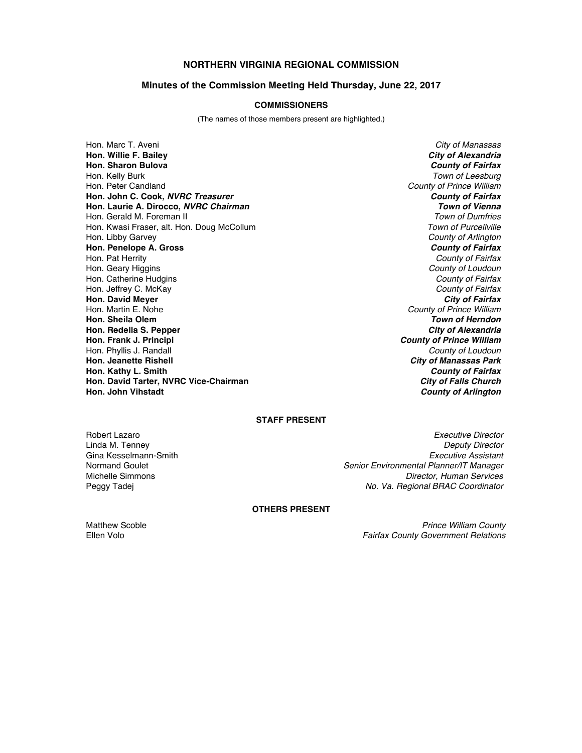# NORTHERN VIRGINIA REGIONAL COMMISSION

## Minutes of the Commission Meeting Held Thursday, June 22, 2017

### COMMISSIONERS

(The names of those members present are highlighted.)

| | |
|---|---|
| Hon. Marc T. Aveni | *City of Manassas* |
| **Hon. Willie F. Bailey** | ***City of Alexandria*** |
| **Hon. Sharon Bulova** | ***County of Fairfax*** |
| Hon. Kelly Burk | *Town of Leesburg* |
| Hon. Peter Candland | *County of Prince William* |
| **Hon. John C. Cook, *NVRC Treasurer*** | ***County of Fairfax*** |
| **Hon. Laurie A. Dirocco, *NVRC Chairman*** | ***Town of Vienna*** |
| Hon. Gerald M. Foreman II | *Town of Dumfries* |
| Hon. Kwasi Fraser, alt. Hon. Doug McCollum | *Town of Purcellville* |
| Hon. Libby Garvey | *County of Arlington* |
| **Hon. Penelope A. Gross** | ***County of Fairfax*** |
| Hon. Pat Herrity | *County of Fairfax* |
| Hon. Geary Higgins | *County of Loudoun* |
| Hon. Catherine Hudgins | *County of Fairfax* |
| Hon. Jeffrey C. McKay | *County of Fairfax* |
| **Hon. David Meyer** | ***City of Fairfax*** |
| Hon. Martin E. Nohe | *County of Prince William* |
| **Hon. Sheila Olem** | ***Town of Herndon*** |
| **Hon. Redella S. Pepper** | ***City of Alexandria*** |
| **Hon. Frank J. Principi** | ***County of Prince William*** |
| Hon. Phyllis J. Randall | *County of Loudoun* |
| **Hon. Jeanette Rishell** | ***City of Manassas Park*** |
| **Hon. Kathy L. Smith** | ***County of Fairfax*** |
| **Hon. David Tarter, NVRC Vice-Chairman** | ***City of Falls Church*** |
| **Hon. John Vihstadt** | ***County of Arlington*** |

### STAFF PRESENT

| | |
|---|---|
| Robert Lazaro | *Executive Director* |
| Linda M. Tenney | *Deputy Director* |
| Gina Kesselmann-Smith | *Executive Assistant* |
| Normand Goulet | *Senior Environmental Planner/IT Manager* |
| Michelle Simmons | *Director, Human Services* |
| Peggy Tadej | *No. Va. Regional BRAC Coordinator* |

### OTHERS PRESENT

| | |
|---|---|
| Matthew Scoble | *Prince William County* |
| Ellen Volo | *Fairfax County Government Relations* |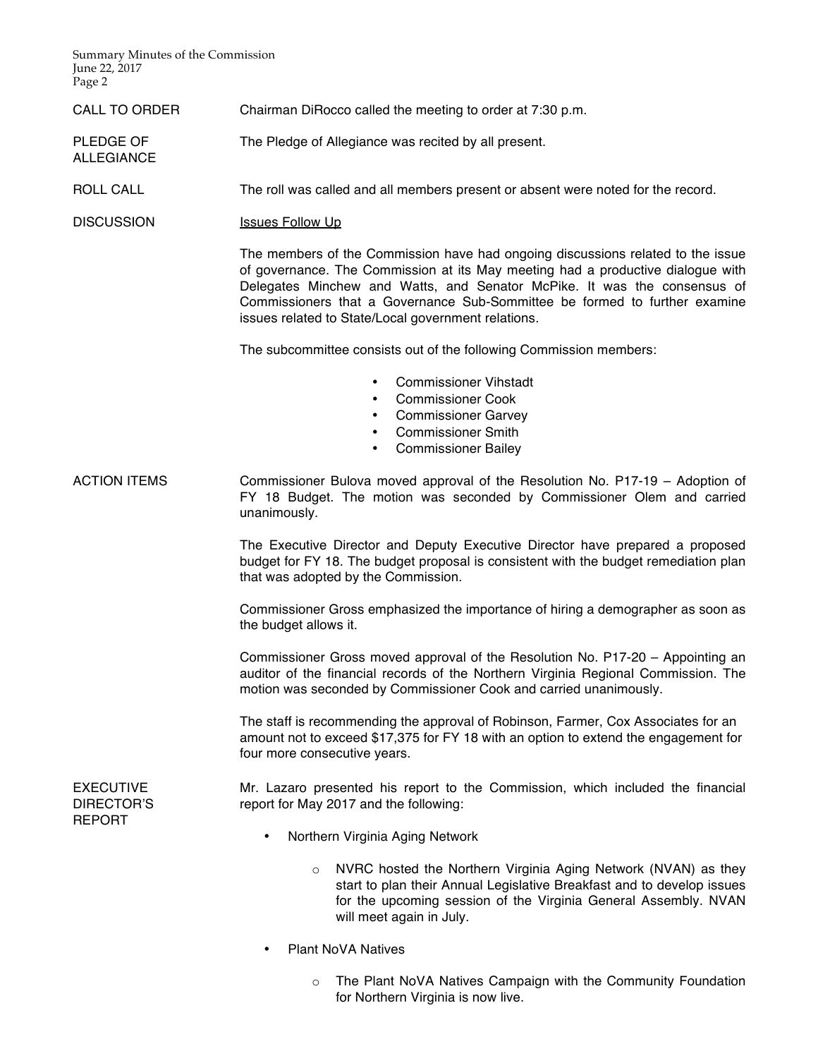**CALL TO ORDER**

Chairman DiRocco called the meeting to order at 7:30 p.m.

**PLEDGE OF ALLEGIANCE**

The Pledge of Allegiance was recited by all present.

**ROLL CALL**

The roll was called and all members present or absent were noted for the record.

**DISCUSSION**

<u>Issues Follow Up</u>

The members of the Commission have had ongoing discussions related to the issue of governance. The Commission at its May meeting had a productive dialogue with Delegates Minchew and Watts, and Senator McPike. It was the consensus of Commissioners that a Governance Sub-Sommittee be formed to further examine issues related to State/Local government relations.

The subcommittee consists out of the following Commission members:

- Commissioner Vihstadt
- Commissioner Cook
- Commissioner Garvey
- Commissioner Smith
- Commissioner Bailey

**ACTION ITEMS**

Commissioner Bulova moved approval of the Resolution No. P17-19 – Adoption of FY 18 Budget. The motion was seconded by Commissioner Olem and carried unanimously.

The Executive Director and Deputy Executive Director have prepared a proposed budget for FY 18. The budget proposal is consistent with the budget remediation plan that was adopted by the Commission.

Commissioner Gross emphasized the importance of hiring a demographer as soon as the budget allows it.

Commissioner Gross moved approval of the Resolution No. P17-20 – Appointing an auditor of the financial records of the Northern Virginia Regional Commission. The motion was seconded by Commissioner Cook and carried unanimously.

The staff is recommending the approval of Robinson, Farmer, Cox Associates for an amount not to exceed $17,375 for FY 18 with an option to extend the engagement for four more consecutive years.

**EXECUTIVE DIRECTOR'S REPORT**

Mr. Lazaro presented his report to the Commission, which included the financial report for May 2017 and the following:

- Northern Virginia Aging Network
    - NVRC hosted the Northern Virginia Aging Network (NVAN) as they start to plan their Annual Legislative Breakfast and to develop issues for the upcoming session of the Virginia General Assembly. NVAN will meet again in July.
- Plant NoVA Natives
    - The Plant NoVA Natives Campaign with the Community Foundation for Northern Virginia is now live.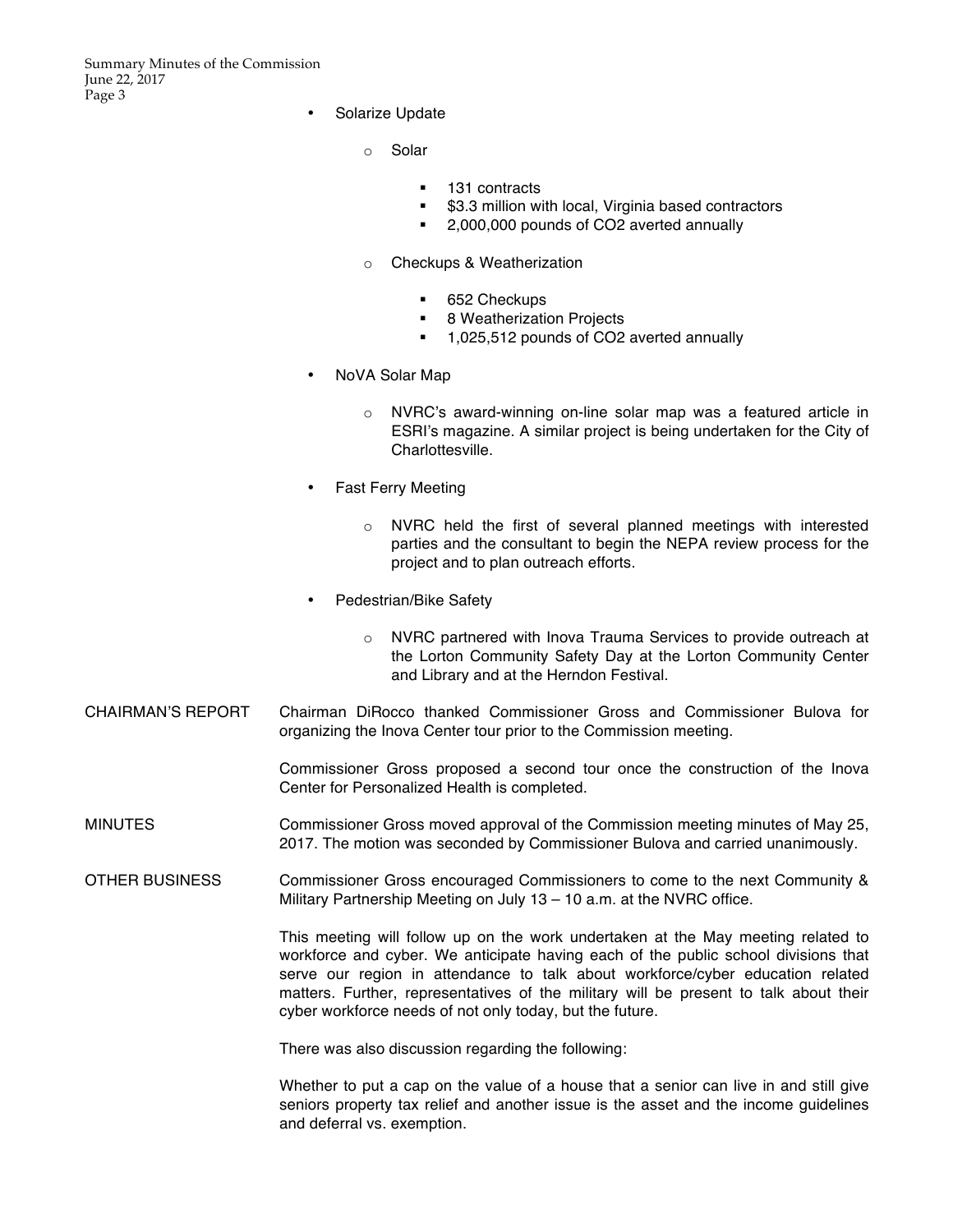- Solarize Update
    - Solar
        - 131 contracts
        - \$3.3 million with local, Virginia based contractors
        - 2,000,000 pounds of $CO_2$ averted annually
    - Checkups & Weatherization
        - 652 Checkups
        - 8 Weatherization Projects
        - 1,025,512 pounds of $CO_2$ averted annually
- NoVA Solar Map
    - NVRC's award-winning on-line solar map was a featured article in ESRI's magazine. A similar project is being undertaken for the City of Charlottesville.
- Fast Ferry Meeting
    - NVRC held the first of several planned meetings with interested parties and the consultant to begin the NEPA review process for the project and to plan outreach efforts.
- Pedestrian/Bike Safety
    - NVRC partnered with Inova Trauma Services to provide outreach at the Lorton Community Safety Day at the Lorton Community Center and Library and at the Herndon Festival.

**CHAIRMAN'S REPORT**

Chairman DiRocco thanked Commissioner Gross and Commissioner Bulova for organizing the Inova Center tour prior to the Commission meeting.

Commissioner Gross proposed a second tour once the construction of the Inova Center for Personalized Health is completed.

**MINUTES**

Commissioner Gross moved approval of the Commission meeting minutes of May 25, 2017. The motion was seconded by Commissioner Bulova and carried unanimously.

**OTHER BUSINESS**

Commissioner Gross encouraged Commissioners to come to the next Community & Military Partnership Meeting on July 13 – 10 a.m. at the NVRC office.

This meeting will follow up on the work undertaken at the May meeting related to workforce and cyber. We anticipate having each of the public school divisions that serve our region in attendance to talk about workforce/cyber education related matters. Further, representatives of the military will be present to talk about their cyber workforce needs of not only today, but the future.

There was also discussion regarding the following:

Whether to put a cap on the value of a house that a senior can live in and still give seniors property tax relief and another issue is the asset and the income guidelines and deferral vs. exemption.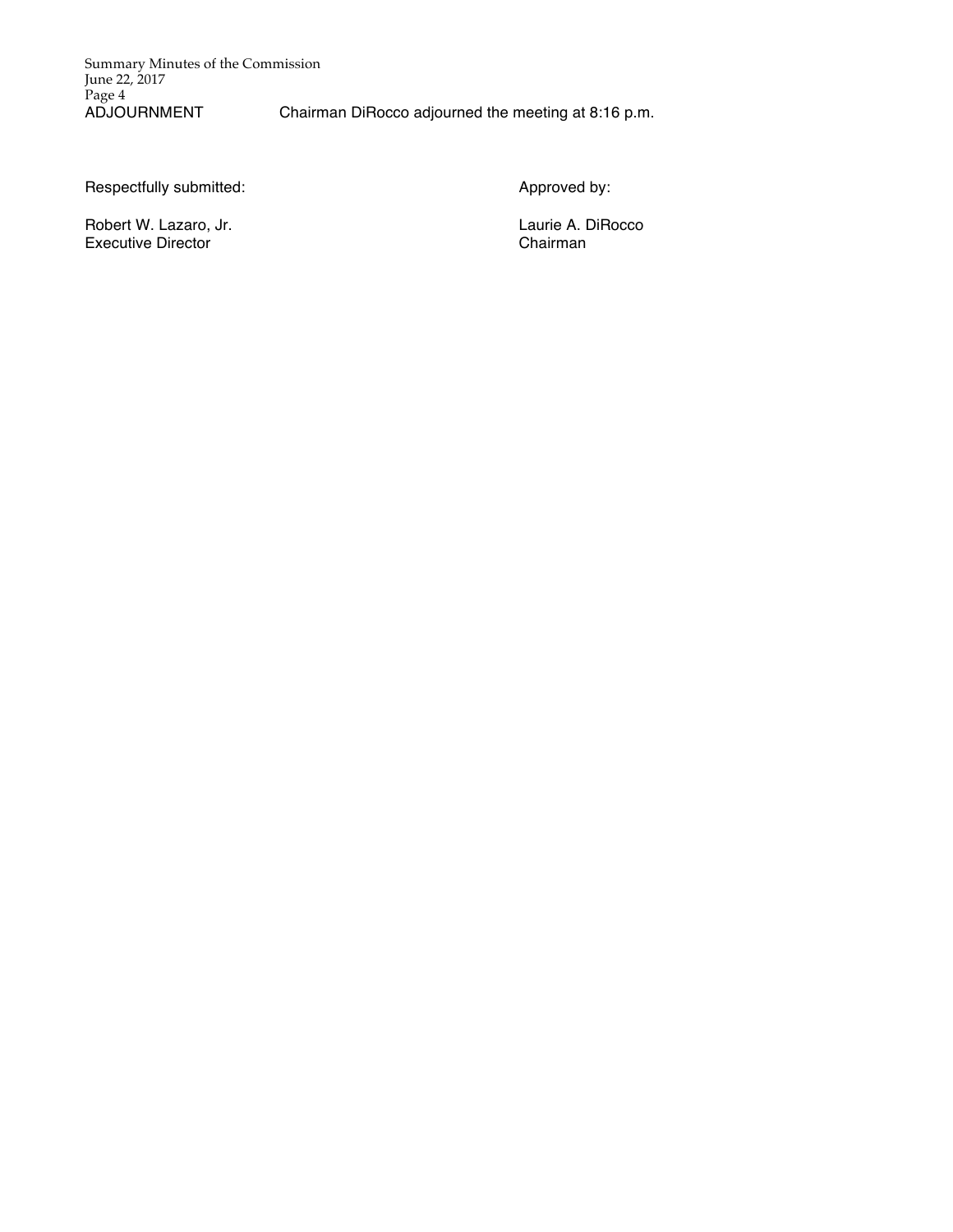ADJOURNMENT

Chairman DiRocco adjourned the meeting at 8:16 p.m.

Respectfully submitted:

Robert W. Lazaro, Jr.
Executive Director

Approved by:

Laurie A. DiRocco
Chairman